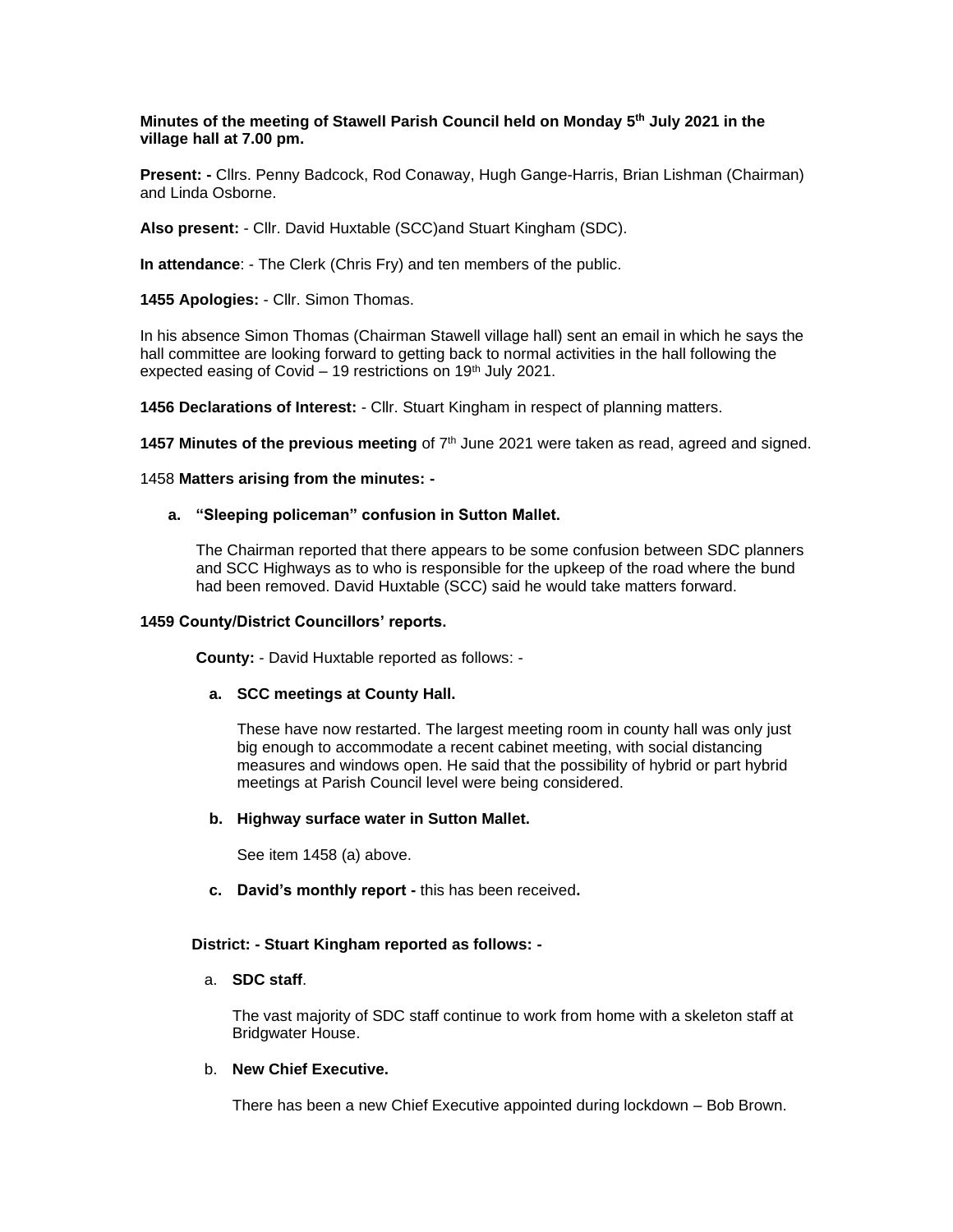**Minutes of the meeting of Stawell Parish Council held on Monday 5th July 2021 in the village hall at 7.00 pm.**

**Present: -** Cllrs. Penny Badcock, Rod Conaway, Hugh Gange-Harris, Brian Lishman (Chairman) and Linda Osborne.

**Also present:** - Cllr. David Huxtable (SCC)and Stuart Kingham (SDC).

**In attendance**: - The Clerk (Chris Fry) and ten members of the public.

**1455 Apologies:** - Cllr. Simon Thomas.

In his absence Simon Thomas (Chairman Stawell village hall) sent an email in which he says the hall committee are looking forward to getting back to normal activities in the hall following the expected easing of Covid – 19 restrictions on 19th July 2021.

**1456 Declarations of Interest:** - Cllr. Stuart Kingham in respect of planning matters.

**1457 Minutes of the previous meeting** of 7th June 2021 were taken as read, agreed and signed.

1458 **Matters arising from the minutes: -**

**a. "Sleeping policeman" confusion in Sutton Mallet.**

The Chairman reported that there appears to be some confusion between SDC planners and SCC Highways as to who is responsible for the upkeep of the road where the bund had been removed. David Huxtable (SCC) said he would take matters forward.

**1459 County/District Councillors' reports.**

**County:** - David Huxtable reported as follows: -

**a. SCC meetings at County Hall.**

These have now restarted. The largest meeting room in county hall was only just big enough to accommodate a recent cabinet meeting, with social distancing measures and windows open. He said that the possibility of hybrid or part hybrid meetings at Parish Council level were being considered.

**b. Highway surface water in Sutton Mallet.**

See item 1458 (a) above.

**c. David's monthly report -** this has been received**.**

**District: - Stuart Kingham reported as follows: -**

a. **SDC staff**.

The vast majority of SDC staff continue to work from home with a skeleton staff at Bridgwater House.

b. **New Chief Executive.**

There has been a new Chief Executive appointed during lockdown – Bob Brown.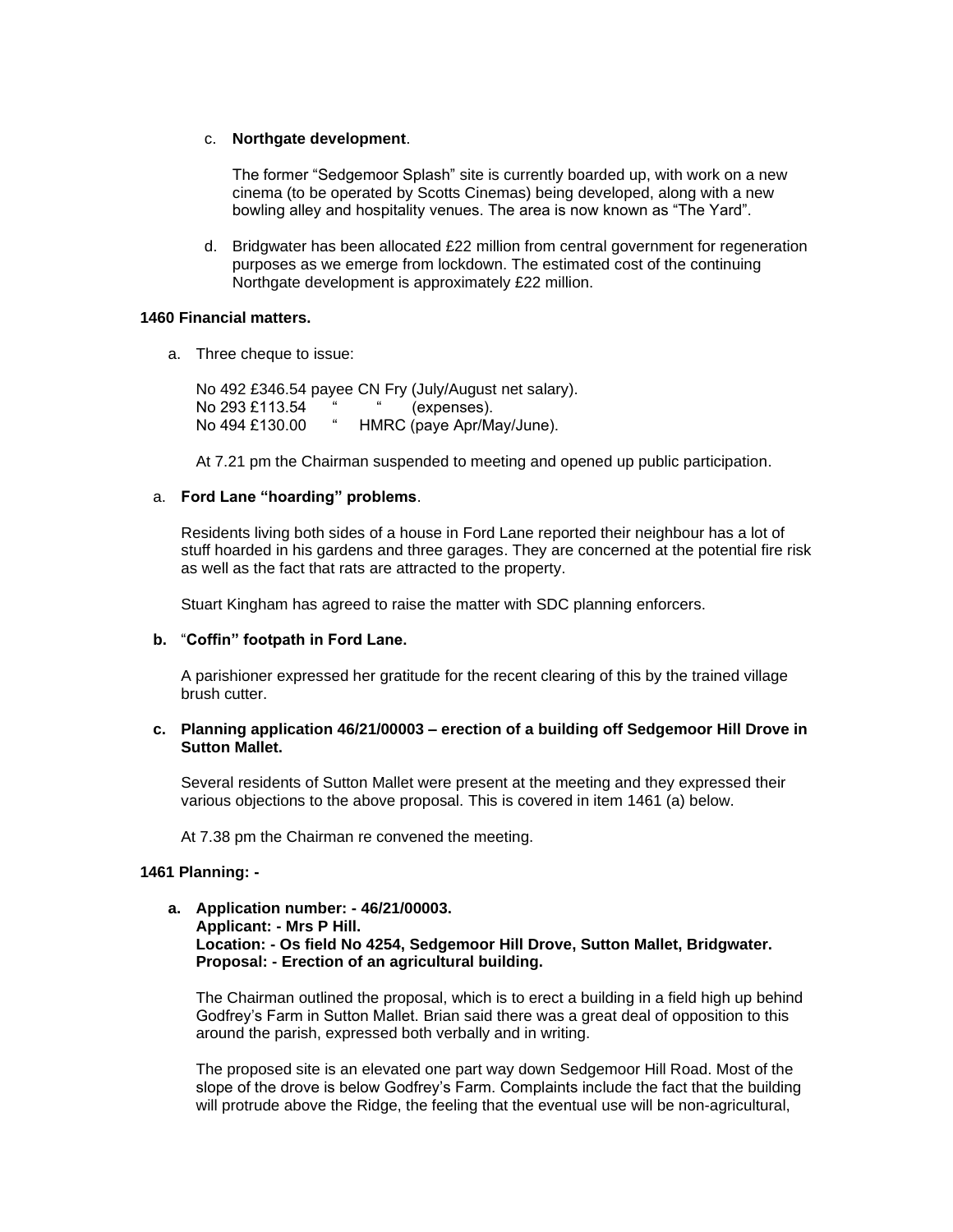c. **Northgate development**.

   The former "Sedgemoor Splash" site is currently boarded up, with work on a new cinema (to be operated by Scotts Cinemas) being developed, along with a new bowling alley and hospitality venues. The area is now known as "The Yard".

d. Bridgwater has been allocated £22 million from central government for regeneration purposes as we emerge from lockdown. The estimated cost of the continuing Northgate development is approximately £22 million.

**1460 Financial matters.**

a. Three cheque to issue:

   No 492 £346.54 payee CN Fry (July/August net salary).
   No 293 £113.54 " " (expenses).
   No 494 £130.00 " HMRC (paye Apr/May/June).

   At 7.21 pm the Chairman suspended to meeting and opened up public participation.

a. **Ford Lane "hoarding" problems**.

   Residents living both sides of a house in Ford Lane reported their neighbour has a lot of stuff hoarded in his gardens and three garages. They are concerned at the potential fire risk as well as the fact that rats are attracted to the property.

   Stuart Kingham has agreed to raise the matter with SDC planning enforcers.

**b.** "**Coffin" footpath in Ford Lane.**

   A parishioner expressed her gratitude for the recent clearing of this by the trained village brush cutter.

**c. Planning application 46/21/00003 – erection of a building off Sedgemoor Hill Drove in Sutton Mallet.**

   Several residents of Sutton Mallet were present at the meeting and they expressed their various objections to the above proposal. This is covered in item 1461 (a) below.

   At 7.38 pm the Chairman re convened the meeting.

**1461 Planning: -**

**a. Application number: - 46/21/00003.**
**Applicant: - Mrs P Hill.**
**Location: - Os field No 4254, Sedgemoor Hill Drove, Sutton Mallet, Bridgwater.**
**Proposal: - Erection of an agricultural building.**

   The Chairman outlined the proposal, which is to erect a building in a field high up behind Godfrey's Farm in Sutton Mallet. Brian said there was a great deal of opposition to this around the parish, expressed both verbally and in writing.

   The proposed site is an elevated one part way down Sedgemoor Hill Road. Most of the slope of the drove is below Godfrey's Farm. Complaints include the fact that the building will protrude above the Ridge, the feeling that the eventual use will be non-agricultural,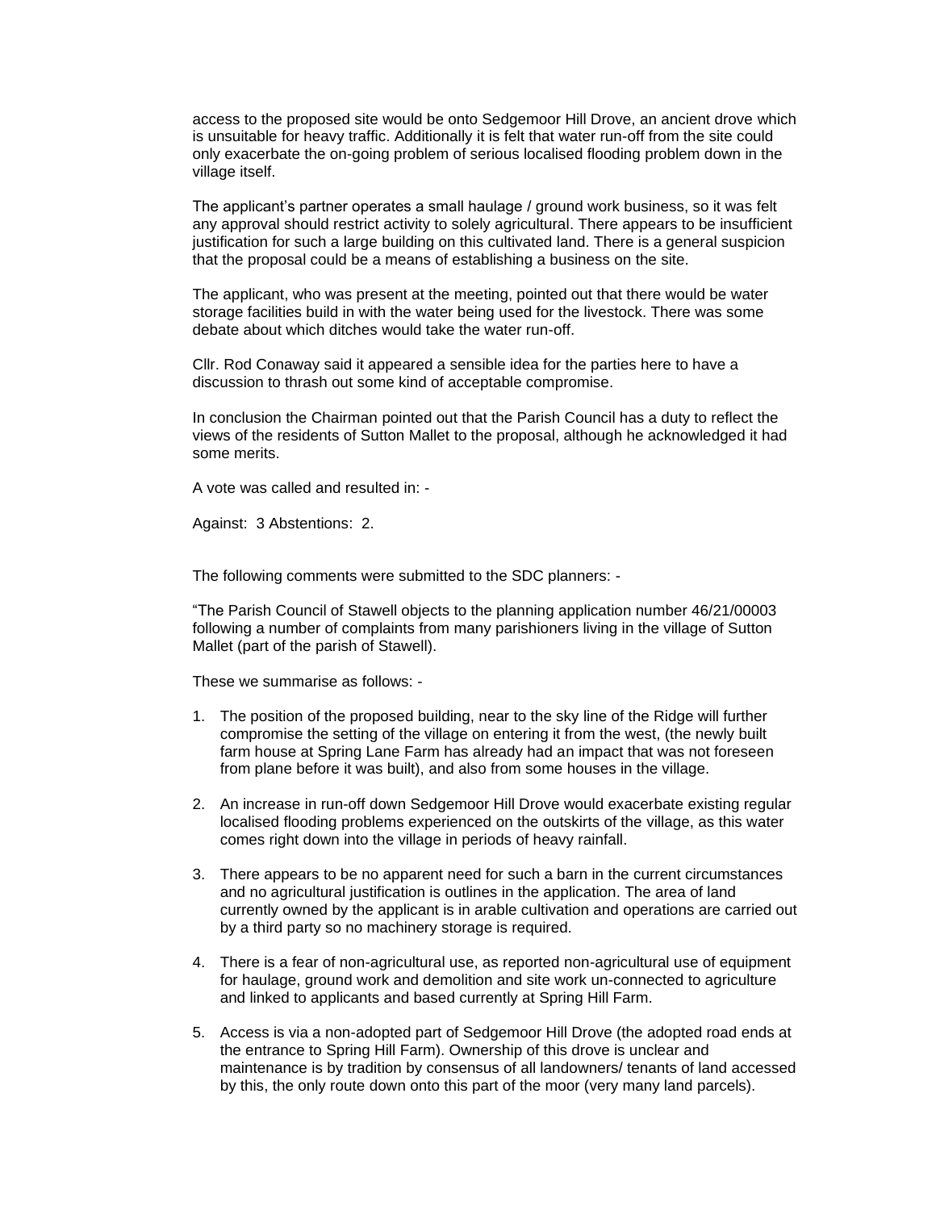access to the proposed site would be onto Sedgemoor Hill Drove, an ancient drove which is unsuitable for heavy traffic. Additionally it is felt that water run-off from the site could only exacerbate the on-going problem of serious localised flooding problem down in the village itself.

The applicant's partner operates a small haulage / ground work business, so it was felt any approval should restrict activity to solely agricultural. There appears to be insufficient justification for such a large building on this cultivated land. There is a general suspicion that the proposal could be a means of establishing a business on the site.

The applicant, who was present at the meeting, pointed out that there would be water storage facilities build in with the water being used for the livestock. There was some debate about which ditches would take the water run-off.

Cllr. Rod Conaway said it appeared a sensible idea for the parties here to have a discussion to thrash out some kind of acceptable compromise.

In conclusion the Chairman pointed out that the Parish Council has a duty to reflect the views of the residents of Sutton Mallet to the proposal, although he acknowledged it had some merits.

A vote was called and resulted in: -

Against: 3 Abstentions: 2.

The following comments were submitted to the SDC planners: -

"The Parish Council of Stawell objects to the planning application number 46/21/00003 following a number of complaints from many parishioners living in the village of Sutton Mallet (part of the parish of Stawell).

These we summarise as follows: -

1. The position of the proposed building, near to the sky line of the Ridge will further compromise the setting of the village on entering it from the west, (the newly built farm house at Spring Lane Farm has already had an impact that was not foreseen from plane before it was built), and also from some houses in the village.
2. An increase in run-off down Sedgemoor Hill Drove would exacerbate existing regular localised flooding problems experienced on the outskirts of the village, as this water comes right down into the village in periods of heavy rainfall.
3. There appears to be no apparent need for such a barn in the current circumstances and no agricultural justification is outlines in the application. The area of land currently owned by the applicant is in arable cultivation and operations are carried out by a third party so no machinery storage is required.
4. There is a fear of non-agricultural use, as reported non-agricultural use of equipment for haulage, ground work and demolition and site work un-connected to agriculture and linked to applicants and based currently at Spring Hill Farm.
5. Access is via a non-adopted part of Sedgemoor Hill Drove (the adopted road ends at the entrance to Spring Hill Farm). Ownership of this drove is unclear and maintenance is by tradition by consensus of all landowners/ tenants of land accessed by this, the only route down onto this part of the moor (very many land parcels).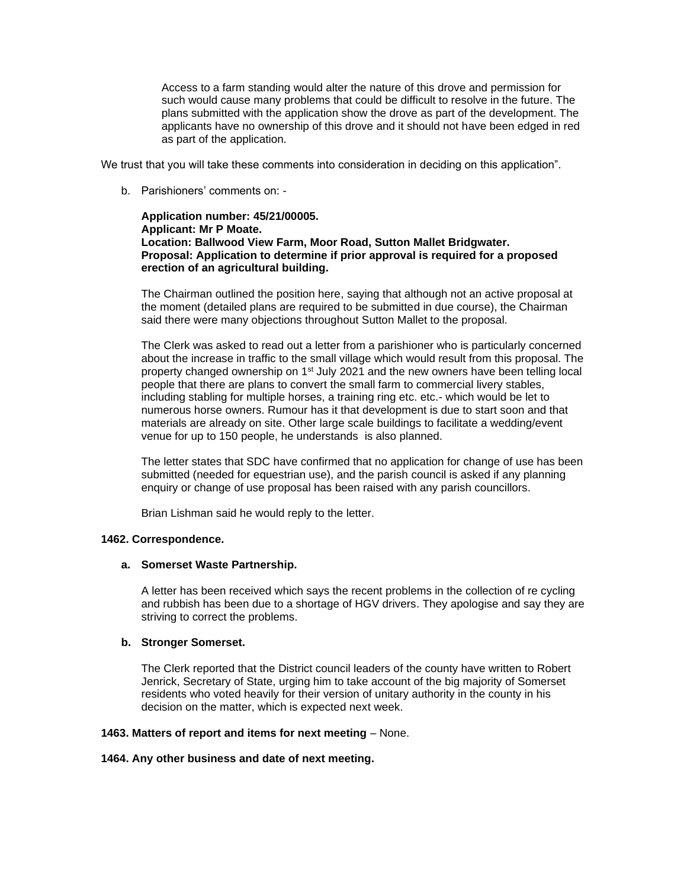Access to a farm standing would alter the nature of this drove and permission for such would cause many problems that could be difficult to resolve in the future. The plans submitted with the application show the drove as part of the development. The applicants have no ownership of this drove and it should not have been edged in red as part of the application.

We trust that you will take these comments into consideration in deciding on this application".

b. Parishioners' comments on: -

**Application number: 45/21/00005.**
**Applicant: Mr P Moate.**
**Location: Ballwood View Farm, Moor Road, Sutton Mallet Bridgwater.**
**Proposal: Application to determine if prior approval is required for a proposed erection of an agricultural building.**

The Chairman outlined the position here, saying that although not an active proposal at the moment (detailed plans are required to be submitted in due course), the Chairman said there were many objections throughout Sutton Mallet to the proposal.

The Clerk was asked to read out a letter from a parishioner who is particularly concerned about the increase in traffic to the small village which would result from this proposal. The property changed ownership on 1st July 2021 and the new owners have been telling local people that there are plans to convert the small farm to commercial livery stables, including stabling for multiple horses, a training ring etc. etc.- which would be let to numerous horse owners. Rumour has it that development is due to start soon and that materials are already on site. Other large scale buildings to facilitate a wedding/event venue for up to 150 people, he understands is also planned.

The letter states that SDC have confirmed that no application for change of use has been submitted (needed for equestrian use), and the parish council is asked if any planning enquiry or change of use proposal has been raised with any parish councillors.

Brian Lishman said he would reply to the letter.

**1462. Correspondence.**

**a. Somerset Waste Partnership.**

A letter has been received which says the recent problems in the collection of re cycling and rubbish has been due to a shortage of HGV drivers. They apologise and say they are striving to correct the problems.

**b. Stronger Somerset.**

The Clerk reported that the District council leaders of the county have written to Robert Jenrick, Secretary of State, urging him to take account of the big majority of Somerset residents who voted heavily for their version of unitary authority in the county in his decision on the matter, which is expected next week.

**1463. Matters of report and items for next meeting** – None.

**1464. Any other business and date of next meeting.**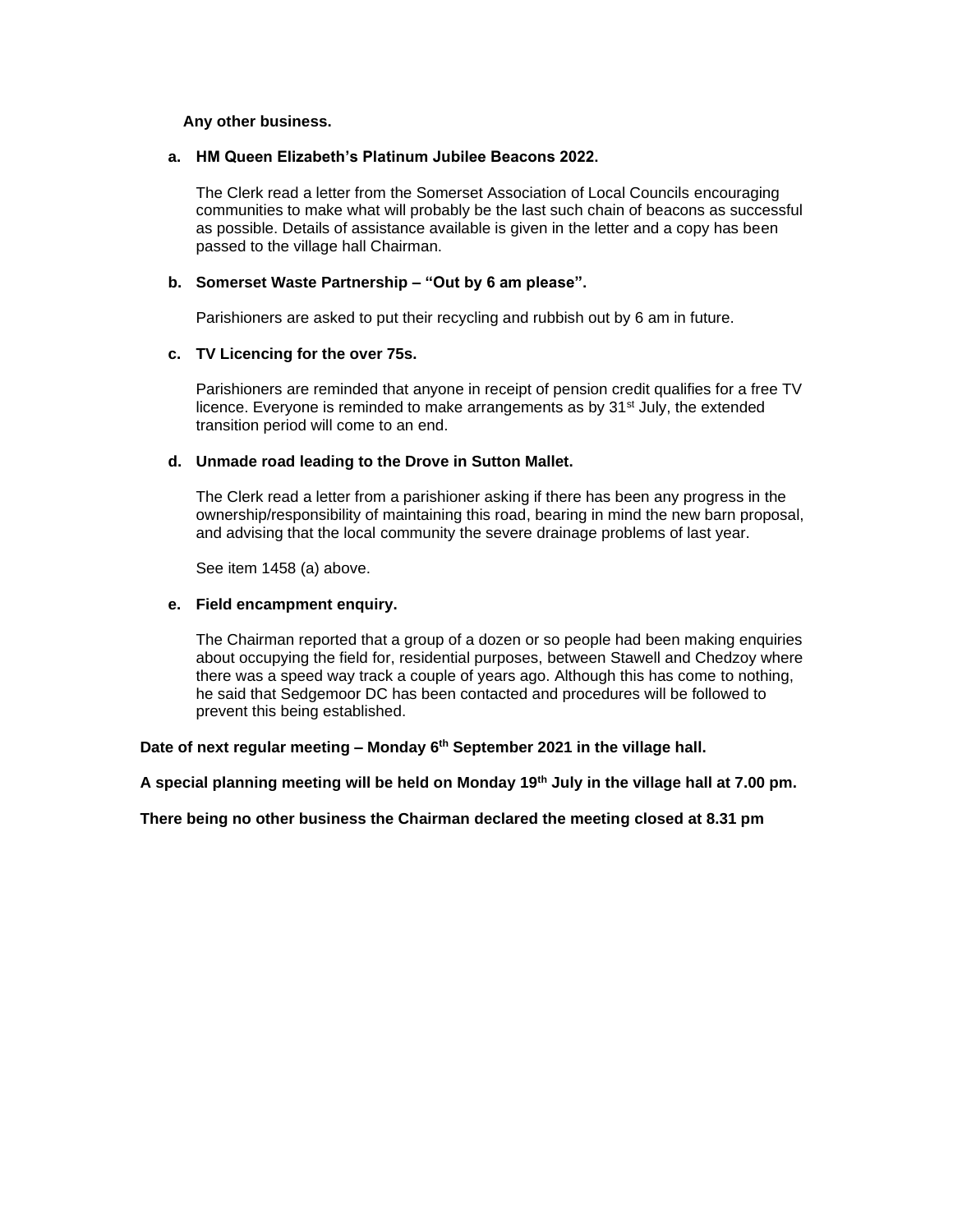**Any other business.**

**a. HM Queen Elizabeth's Platinum Jubilee Beacons 2022.**

The Clerk read a letter from the Somerset Association of Local Councils encouraging communities to make what will probably be the last such chain of beacons as successful as possible. Details of assistance available is given in the letter and a copy has been passed to the village hall Chairman.

**b. Somerset Waste Partnership – "Out by 6 am please".**

Parishioners are asked to put their recycling and rubbish out by 6 am in future.

**c. TV Licencing for the over 75s.**

Parishioners are reminded that anyone in receipt of pension credit qualifies for a free TV licence. Everyone is reminded to make arrangements as by 31st July, the extended transition period will come to an end.

**d. Unmade road leading to the Drove in Sutton Mallet.**

The Clerk read a letter from a parishioner asking if there has been any progress in the ownership/responsibility of maintaining this road, bearing in mind the new barn proposal, and advising that the local community the severe drainage problems of last year.

See item 1458 (a) above.

**e. Field encampment enquiry.**

The Chairman reported that a group of a dozen or so people had been making enquiries about occupying the field for, residential purposes, between Stawell and Chedzoy where there was a speed way track a couple of years ago. Although this has come to nothing, he said that Sedgemoor DC has been contacted and procedures will be followed to prevent this being established.

**Date of next regular meeting – Monday 6th September 2021 in the village hall.**

**A special planning meeting will be held on Monday 19th July in the village hall at 7.00 pm.**

**There being no other business the Chairman declared the meeting closed at 8.31 pm**